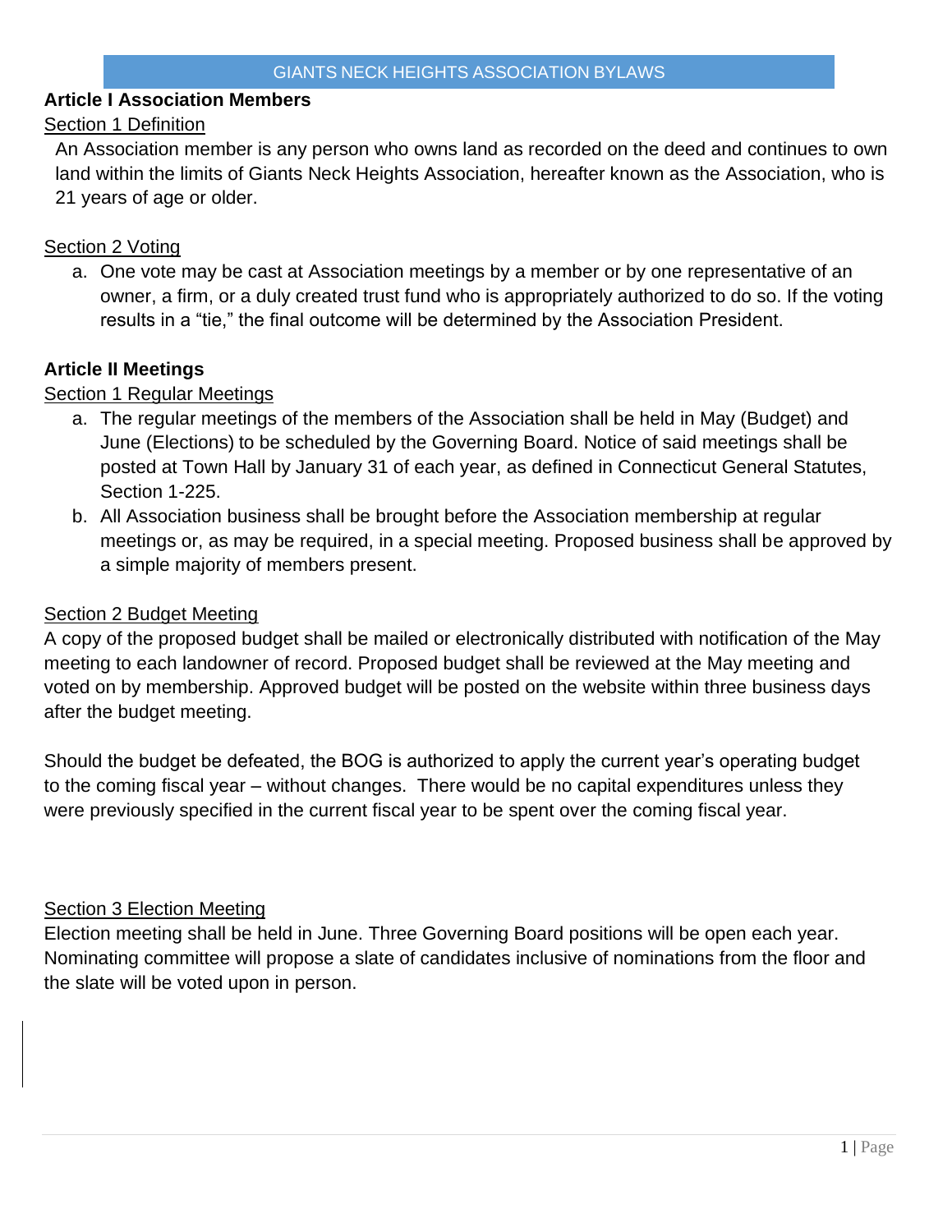# GIANTS NECK HEIGHTS ASSOCIATION BYLAWS

## Article I Association Members

### Section 1 Definition

An Association member is any person who owns land as recorded on the deed and continues to own land within the limits of Giants Neck Heights Association, hereafter known as the Association, who is 21 years of age or older.

### Section 2 Voting

a. One vote may be cast at Association meetings by a member or by one representative of an owner, a firm, or a duly created trust fund who is appropriately authorized to do so. If the voting results in a "tie," the final outcome will be determined by the Association President.

## Article II Meetings

### Section 1 Regular Meetings

a. The regular meetings of the members of the Association shall be held in May (Budget) and June (Elections) to be scheduled by the Governing Board. Notice of said meetings shall be posted at Town Hall by January 31 of each year, as defined in Connecticut General Statutes, Section 1-225.

b. All Association business shall be brought before the Association membership at regular meetings or, as may be required, in a special meeting. Proposed business shall be approved by a simple majority of members present.

### Section 2 Budget Meeting

A copy of the proposed budget shall be mailed or electronically distributed with notification of the May meeting to each landowner of record. Proposed budget shall be reviewed at the May meeting and voted on by membership. Approved budget will be posted on the website within three business days after the budget meeting.

Should the budget be defeated, the BOG is authorized to apply the current year's operating budget to the coming fiscal year – without changes. There would be no capital expenditures unless they were previously specified in the current fiscal year to be spent over the coming fiscal year.

### Section 3 Election Meeting

Election meeting shall be held in June. Three Governing Board positions will be open each year. Nominating committee will propose a slate of candidates inclusive of nominations from the floor and the slate will be voted upon in person.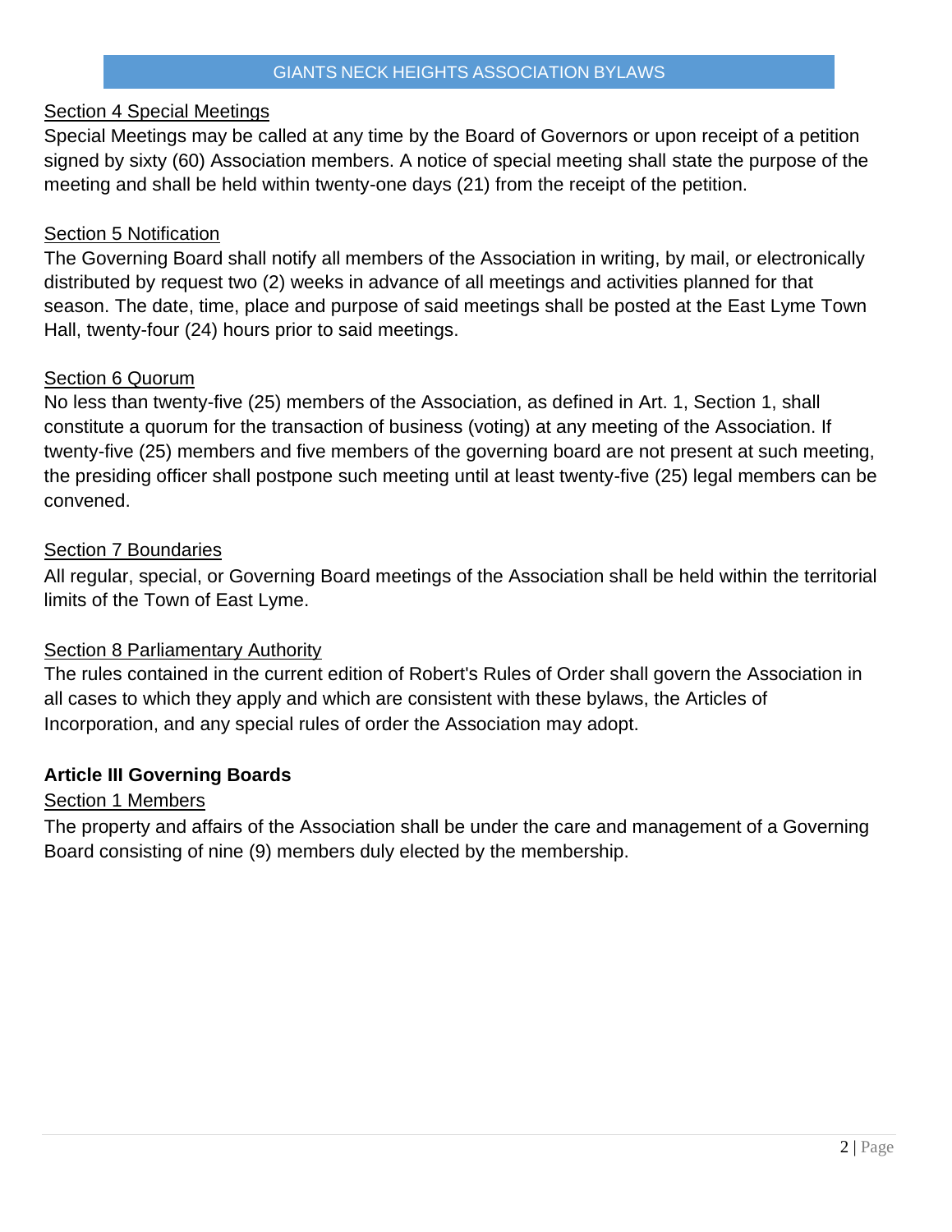Section 4 Special Meetings

Special Meetings may be called at any time by the Board of Governors or upon receipt of a petition signed by sixty (60) Association members. A notice of special meeting shall state the purpose of the meeting and shall be held within twenty-one days (21) from the receipt of the petition.

Section 5 Notification

The Governing Board shall notify all members of the Association in writing, by mail, or electronically distributed by request two (2) weeks in advance of all meetings and activities planned for that season. The date, time, place and purpose of said meetings shall be posted at the East Lyme Town Hall, twenty-four (24) hours prior to said meetings.

Section 6 Quorum

No less than twenty-five (25) members of the Association, as defined in Art. 1, Section 1, shall constitute a quorum for the transaction of business (voting) at any meeting of the Association. If twenty-five (25) members and five members of the governing board are not present at such meeting, the presiding officer shall postpone such meeting until at least twenty-five (25) legal members can be convened.

Section 7 Boundaries

All regular, special, or Governing Board meetings of the Association shall be held within the territorial limits of the Town of East Lyme.

Section 8 Parliamentary Authority

The rules contained in the current edition of Robert's Rules of Order shall govern the Association in all cases to which they apply and which are consistent with these bylaws, the Articles of Incorporation, and any special rules of order the Association may adopt.

## Article III Governing Boards

Section 1 Members

The property and affairs of the Association shall be under the care and management of a Governing Board consisting of nine (9) members duly elected by the membership.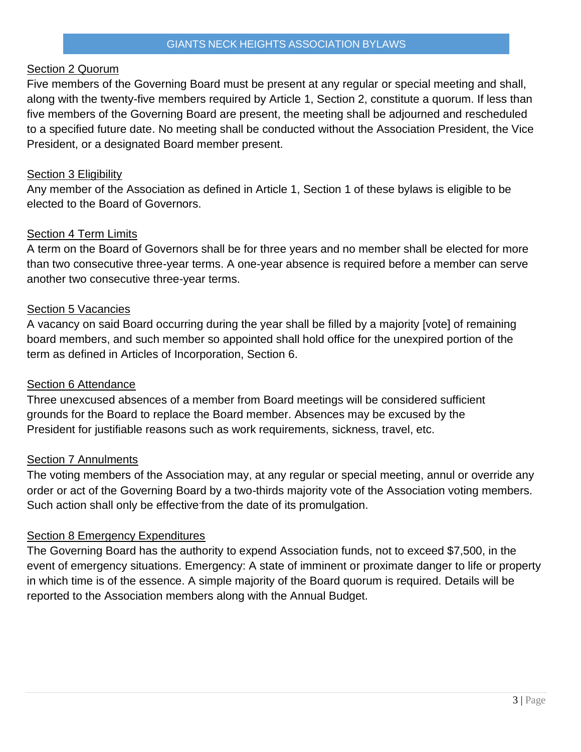Section 2 Quorum

Five members of the Governing Board must be present at any regular or special meeting and shall, along with the twenty-five members required by Article 1, Section 2, constitute a quorum. If less than five members of the Governing Board are present, the meeting shall be adjourned and rescheduled to a specified future date. No meeting shall be conducted without the Association President, the Vice President, or a designated Board member present.

Section 3 Eligibility

Any member of the Association as defined in Article 1, Section 1 of these bylaws is eligible to be elected to the Board of Governors.

Section 4 Term Limits

A term on the Board of Governors shall be for three years and no member shall be elected for more than two consecutive three-year terms. A one-year absence is required before a member can serve another two consecutive three-year terms.

Section 5 Vacancies

A vacancy on said Board occurring during the year shall be filled by a majority [vote] of remaining board members, and such member so appointed shall hold office for the unexpired portion of the term as defined in Articles of Incorporation, Section 6.

Section 6 Attendance

Three unexcused absences of a member from Board meetings will be considered sufficient grounds for the Board to replace the Board member. Absences may be excused by the President for justifiable reasons such as work requirements, sickness, travel, etc.

Section 7 Annulments

The voting members of the Association may, at any regular or special meeting, annul or override any order or act of the Governing Board by a two-thirds majority vote of the Association voting members. Such action shall only be effective from the date of its promulgation.

Section 8 Emergency Expenditures

The Governing Board has the authority to expend Association funds, not to exceed $7,500, in the event of emergency situations. Emergency: A state of imminent or proximate danger to life or property in which time is of the essence. A simple majority of the Board quorum is required. Details will be reported to the Association members along with the Annual Budget.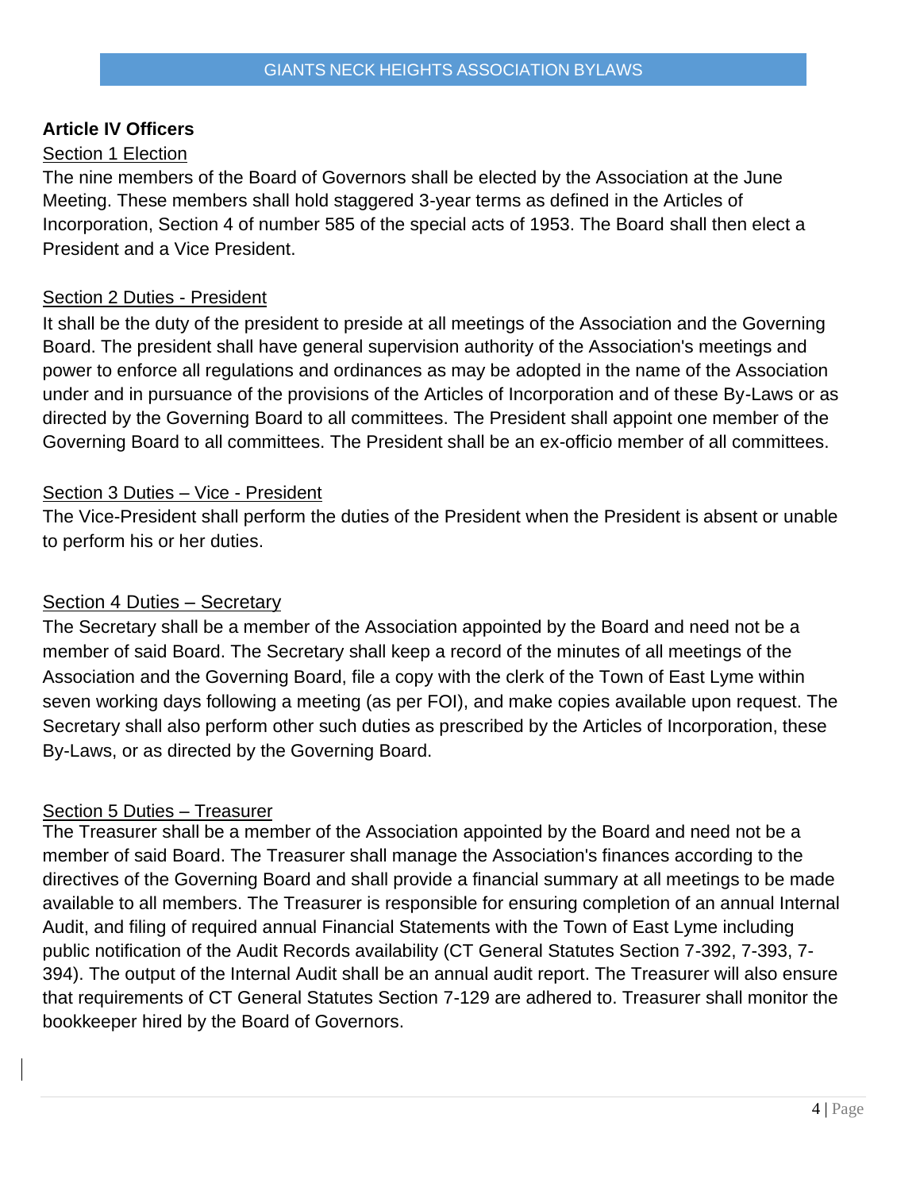## Article IV Officers

Section 1 Election

The nine members of the Board of Governors shall be elected by the Association at the June Meeting. These members shall hold staggered 3-year terms as defined in the Articles of Incorporation, Section 4 of number 585 of the special acts of 1953. The Board shall then elect a President and a Vice President.

Section 2 Duties - President

It shall be the duty of the president to preside at all meetings of the Association and the Governing Board. The president shall have general supervision authority of the Association's meetings and power to enforce all regulations and ordinances as may be adopted in the name of the Association under and in pursuance of the provisions of the Articles of Incorporation and of these By-Laws or as directed by the Governing Board to all committees. The President shall appoint one member of the Governing Board to all committees. The President shall be an ex-officio member of all committees.

Section 3 Duties – Vice - President

The Vice-President shall perform the duties of the President when the President is absent or unable to perform his or her duties.

Section 4 Duties – Secretary

The Secretary shall be a member of the Association appointed by the Board and need not be a member of said Board. The Secretary shall keep a record of the minutes of all meetings of the Association and the Governing Board, file a copy with the clerk of the Town of East Lyme within seven working days following a meeting (as per FOI), and make copies available upon request. The Secretary shall also perform other such duties as prescribed by the Articles of Incorporation, these By-Laws, or as directed by the Governing Board.

Section 5 Duties – Treasurer

The Treasurer shall be a member of the Association appointed by the Board and need not be a member of said Board. The Treasurer shall manage the Association's finances according to the directives of the Governing Board and shall provide a financial summary at all meetings to be made available to all members. The Treasurer is responsible for ensuring completion of an annual Internal Audit, and filing of required annual Financial Statements with the Town of East Lyme including public notification of the Audit Records availability (CT General Statutes Section 7-392, 7-393, 7-394). The output of the Internal Audit shall be an annual audit report. The Treasurer will also ensure that requirements of CT General Statutes Section 7-129 are adhered to. Treasurer shall monitor the bookkeeper hired by the Board of Governors.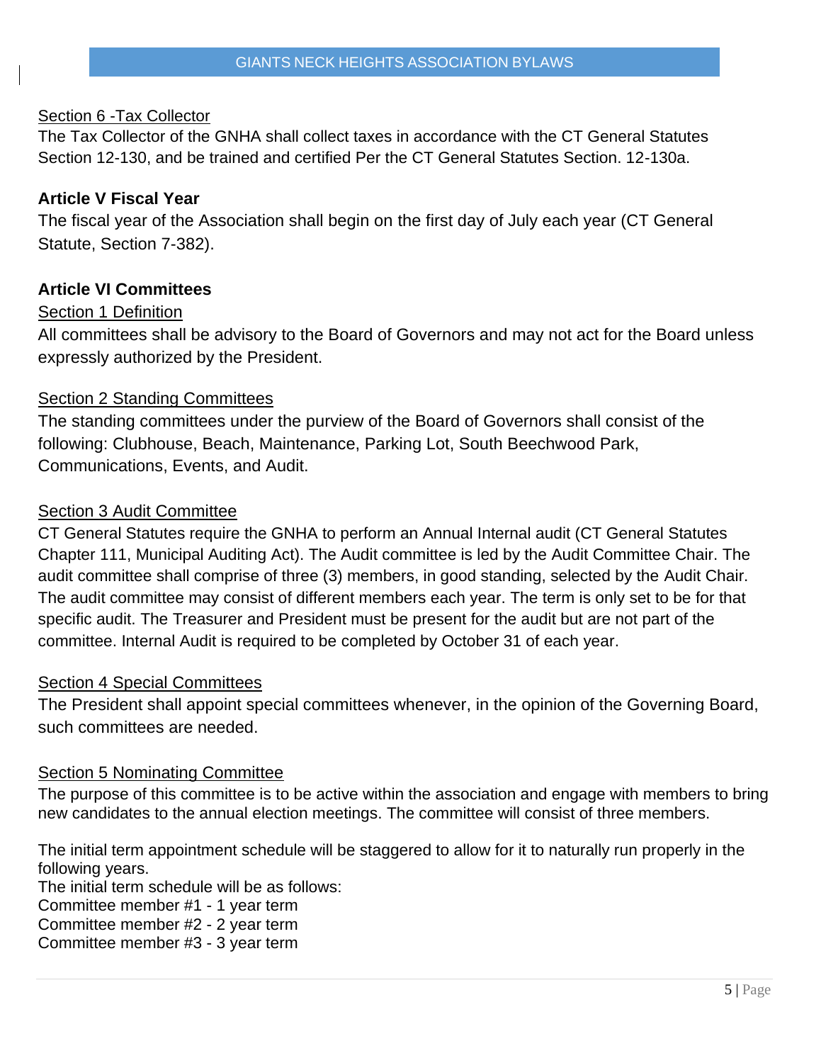Section 6 -Tax Collector

The Tax Collector of the GNHA shall collect taxes in accordance with the CT General Statutes Section 12-130, and be trained and certified Per the CT General Statutes Section. 12-130a.

## Article V Fiscal Year

The fiscal year of the Association shall begin on the first day of July each year (CT General Statute, Section 7-382).

## Article VI Committees

Section 1 Definition

All committees shall be advisory to the Board of Governors and may not act for the Board unless expressly authorized by the President.

Section 2 Standing Committees

The standing committees under the purview of the Board of Governors shall consist of the following: Clubhouse, Beach, Maintenance, Parking Lot, South Beechwood Park, Communications, Events, and Audit.

Section 3 Audit Committee

CT General Statutes require the GNHA to perform an Annual Internal audit (CT General Statutes Chapter 111, Municipal Auditing Act). The Audit committee is led by the Audit Committee Chair. The audit committee shall comprise of three (3) members, in good standing, selected by the Audit Chair. The audit committee may consist of different members each year. The term is only set to be for that specific audit. The Treasurer and President must be present for the audit but are not part of the committee. Internal Audit is required to be completed by October 31 of each year.

Section 4 Special Committees

The President shall appoint special committees whenever, in the opinion of the Governing Board, such committees are needed.

Section 5 Nominating Committee

The purpose of this committee is to be active within the association and engage with members to bring new candidates to the annual election meetings. The committee will consist of three members.

The initial term appointment schedule will be staggered to allow for it to naturally run properly in the following years.
The initial term schedule will be as follows:
Committee member #1 - 1 year term
Committee member #2 - 2 year term
Committee member #3 - 3 year term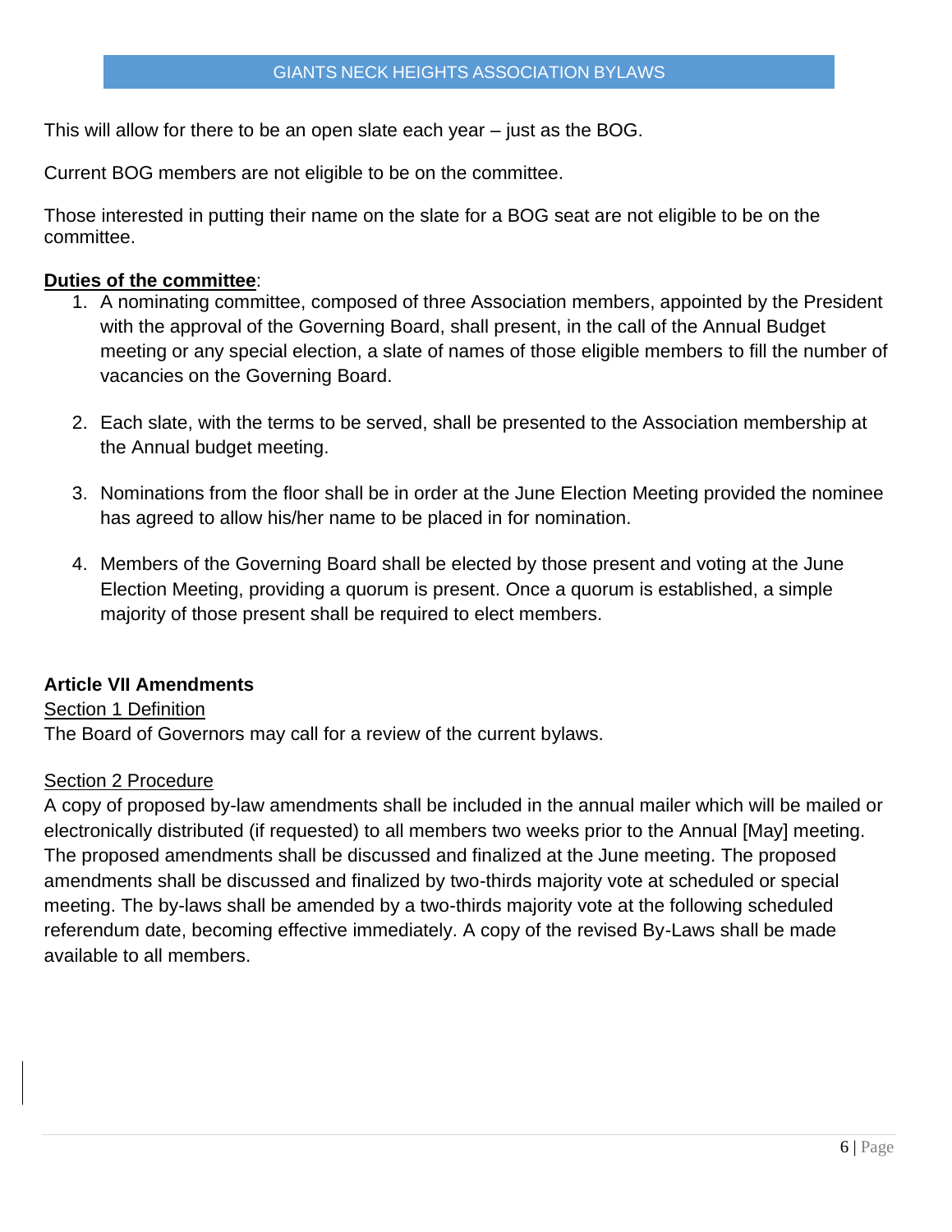This will allow for there to be an open slate each year – just as the BOG.

Current BOG members are not eligible to be on the committee.

Those interested in putting their name on the slate for a BOG seat are not eligible to be on the committee.

**Duties of the committee**:

1. A nominating committee, composed of three Association members, appointed by the President with the approval of the Governing Board, shall present, in the call of the Annual Budget meeting or any special election, a slate of names of those eligible members to fill the number of vacancies on the Governing Board.

2. Each slate, with the terms to be served, shall be presented to the Association membership at the Annual budget meeting.

3. Nominations from the floor shall be in order at the June Election Meeting provided the nominee has agreed to allow his/her name to be placed in for nomination.

4. Members of the Governing Board shall be elected by those present and voting at the June Election Meeting, providing a quorum is present. Once a quorum is established, a simple majority of those present shall be required to elect members.

## Article VII Amendments

### Section 1 Definition

The Board of Governors may call for a review of the current bylaws.

### Section 2 Procedure

A copy of proposed by-law amendments shall be included in the annual mailer which will be mailed or electronically distributed (if requested) to all members two weeks prior to the Annual [May] meeting. The proposed amendments shall be discussed and finalized at the June meeting. The proposed amendments shall be discussed and finalized by two-thirds majority vote at scheduled or special meeting. The by-laws shall be amended by a two-thirds majority vote at the following scheduled referendum date, becoming effective immediately. A copy of the revised By-Laws shall be made available to all members.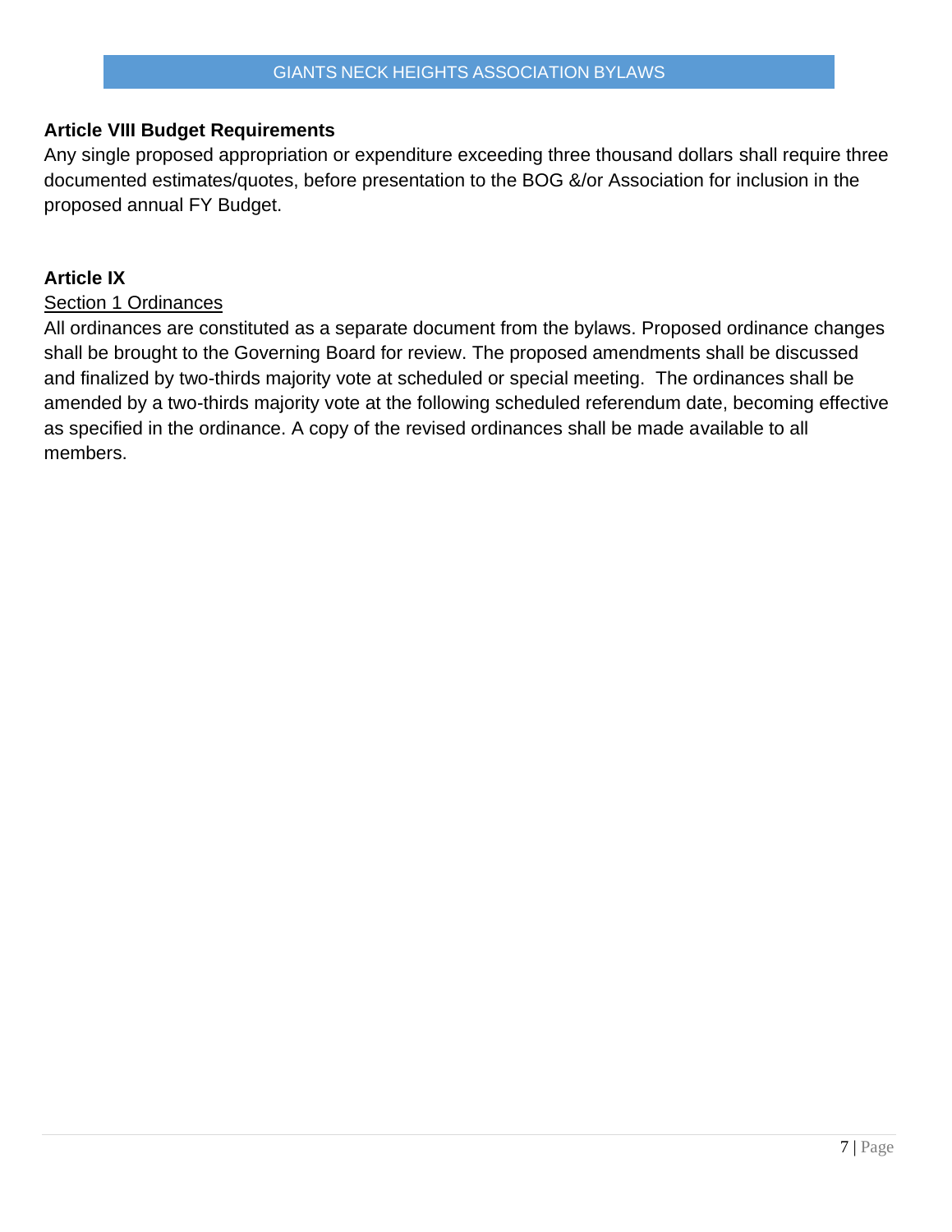**Article VIII Budget Requirements**

Any single proposed appropriation or expenditure exceeding three thousand dollars shall require three documented estimates/quotes, before presentation to the BOG &/or Association for inclusion in the proposed annual FY Budget.

**Article IX**

Section 1 Ordinances

All ordinances are constituted as a separate document from the bylaws. Proposed ordinance changes shall be brought to the Governing Board for review. The proposed amendments shall be discussed and finalized by two-thirds majority vote at scheduled or special meeting. The ordinances shall be amended by a two-thirds majority vote at the following scheduled referendum date, becoming effective as specified in the ordinance. A copy of the revised ordinances shall be made available to all members.